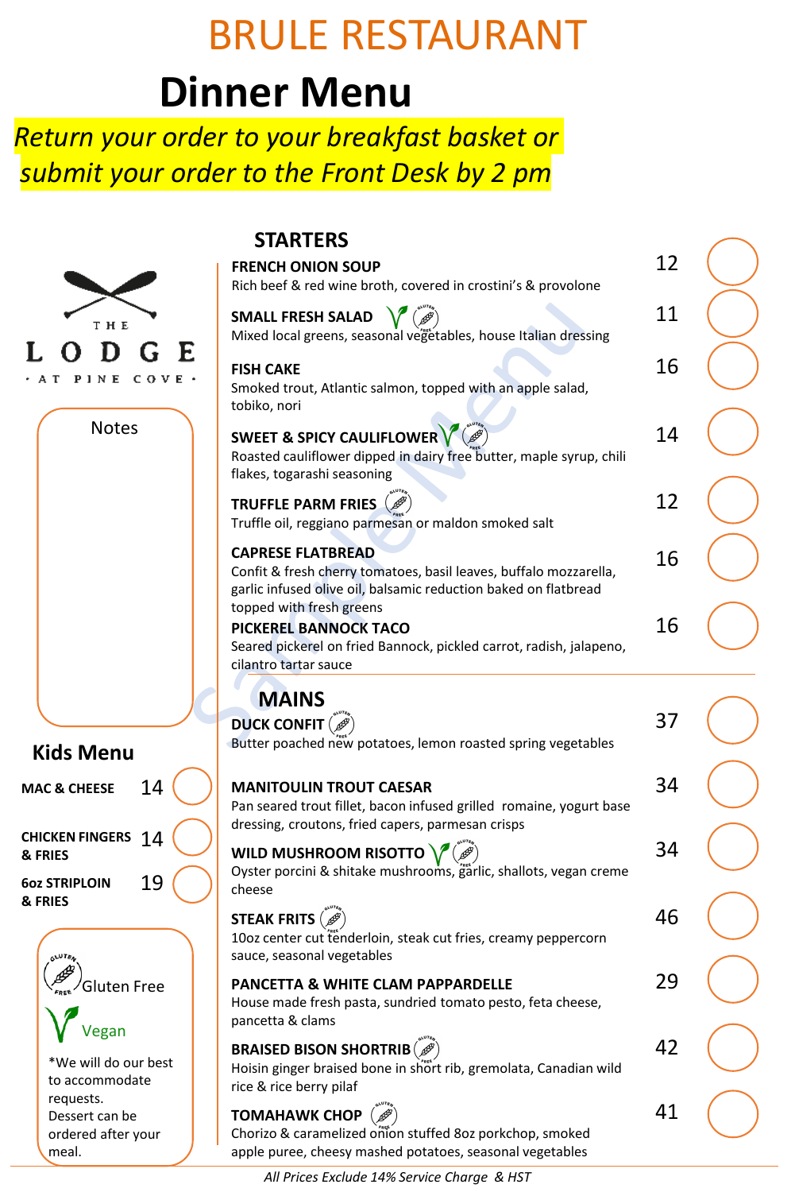# BRULE RESTAURANT

# Dinner Menu

*Return your order to your breakfast basket or submit your order to the Front Desk by 2 pm*

THE LODGE · AT PINE COVE ·

## STARTERS

**FRENCH ONION SOUP** — 12
Rich beef & red wine broth, covered in crostini's & provolone

**SMALL FRESH SALAD** (Vegan, Gluten Free) — 11
Mixed local greens, seasonal vegetables, house Italian dressing

**FISH CAKE** — 16
Smoked trout, Atlantic salmon, topped with an apple salad, tobiko, nori

**SWEET & SPICY CAULIFLOWER** (Vegan, Gluten Free) — 14
Roasted cauliflower dipped in dairy free butter, maple syrup, chili flakes, togarashi seasoning

**TRUFFLE PARM FRIES** (Gluten Free) — 12
Truffle oil, reggiano parmesan or maldon smoked salt

**CAPRESE FLATBREAD** — 16
Confit & fresh cherry tomatoes, basil leaves, buffalo mozzarella, garlic infused olive oil, balsamic reduction baked on flatbread topped with fresh greens

**PICKEREL BANNOCK TACO** — 16
Seared pickerel on fried Bannock, pickled carrot, radish, jalapeno, cilantro tartar sauce

## MAINS

**DUCK CONFIT** (Gluten Free) — 37
Butter poached new potatoes, lemon roasted spring vegetables

**MANITOULIN TROUT CAESAR** — 34
Pan seared trout fillet, bacon infused grilled romaine, yogurt base dressing, croutons, fried capers, parmesan crisps

**WILD MUSHROOM RISOTTO** (Vegan, Gluten Free) — 34
Oyster porcini & shitake mushrooms, garlic, shallots, vegan creme cheese

**STEAK FRITS** (Gluten Free) — 46
10oz center cut tenderloin, steak cut fries, creamy peppercorn sauce, seasonal vegetables

**PANCETTA & WHITE CLAM PAPPARDELLE** — 29
House made fresh pasta, sundried tomato pesto, feta cheese, pancetta & clams

**BRAISED BISON SHORTRIB** (Gluten Free) — 42
Hoisin ginger braised bone in short rib, gremolata, Canadian wild rice & rice berry pilaf

**TOMAHAWK CHOP** (Gluten Free) — 41
Chorizo & caramelized onion stuffed 8oz porkchop, smoked apple puree, cheesy mashed potatoes, seasonal vegetables

Notes

## Kids Menu

**MAC & CHEESE** — 14

**CHICKEN FINGERS & FRIES** — 14

**6oz STRIPLOIN & FRIES** — 19

Gluten Free

Vegan

*We will do our best to accommodate requests.
Dessert can be ordered after your meal.

*All Prices Exclude 14% Service Charge & HST*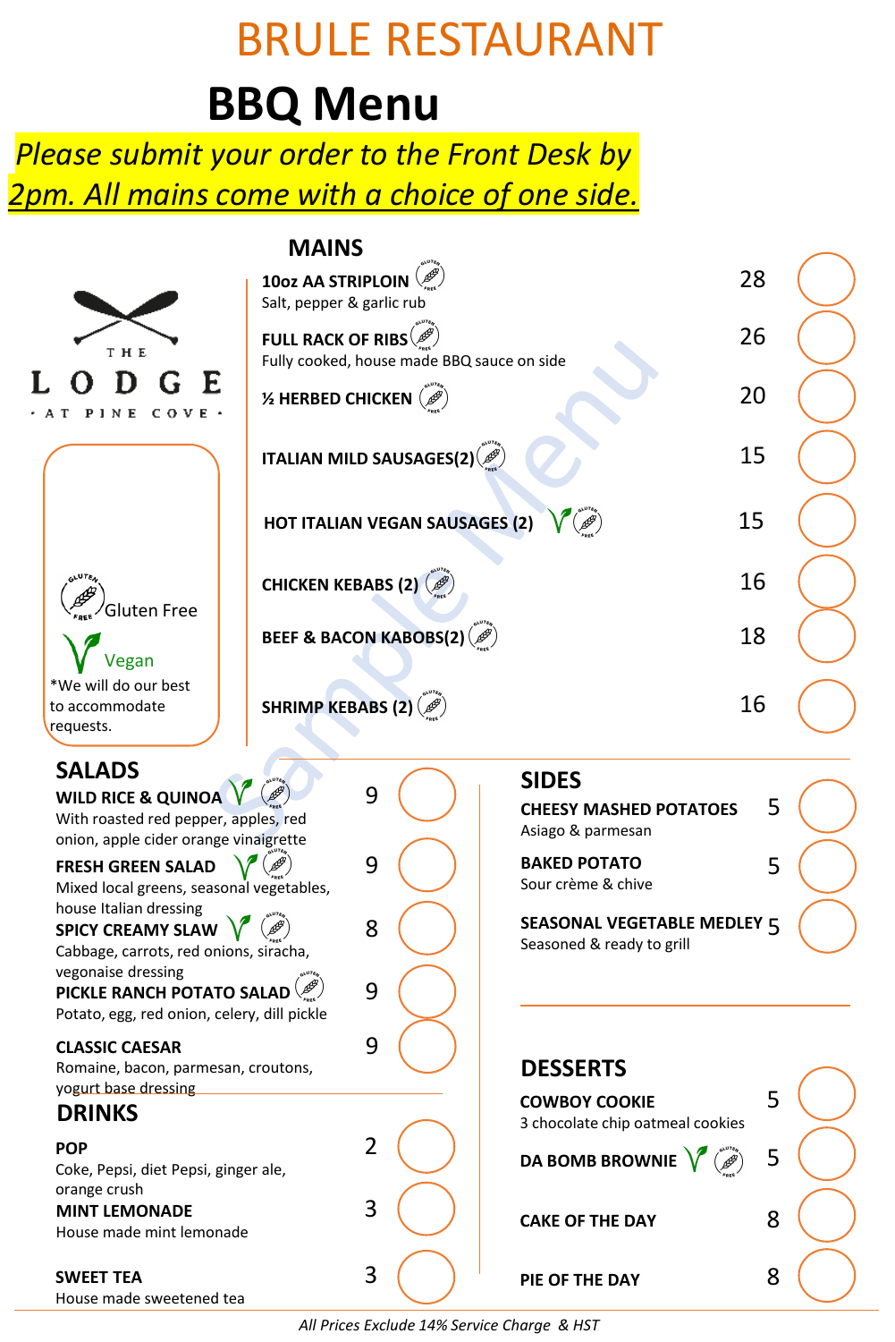# BRULE RESTAURANT

## BBQ Menu

*Please submit your order to the Front Desk by 2pm. All mains come with a choice of one side.*

THE LODGE · AT PINE COVE ·

Gluten Free

Vegan

*We will do our best to accommodate requests.

## MAINS

| Item | Price |
|---|---|
| **10oz AA STRIPLOIN** (Gluten Free)<br>Salt, pepper & garlic rub | 28 |
| **FULL RACK OF RIBS** (Gluten Free)<br>Fully cooked, house made BBQ sauce on side | 26 |
| **½ HERBED CHICKEN** (Gluten Free) | 20 |
| **ITALIAN MILD SAUSAGES(2)** (Gluten Free) | 15 |
| **HOT ITALIAN VEGAN SAUSAGES (2)** (Vegan, Gluten Free) | 15 |
| **CHICKEN KEBABS (2)** (Gluten Free) | 16 |
| **BEEF & BACON KABOBS(2)** (Gluten Free) | 18 |
| **SHRIMP KEBABS (2)** (Gluten Free) | 16 |

## SALADS

| Item | Price |
|---|---|
| **WILD RICE & QUINOA** (Vegan, Gluten Free)<br>With roasted red pepper, apples, red onion, apple cider orange vinaigrette | 9 |
| **FRESH GREEN SALAD** (Vegan, Gluten Free)<br>Mixed local greens, seasonal vegetables, house Italian dressing | 9 |
| **SPICY CREAMY SLAW** (Vegan, Gluten Free)<br>Cabbage, carrots, red onions, siracha, vegonaise dressing | 8 |
| **PICKLE RANCH POTATO SALAD** (Gluten Free)<br>Potato, egg, red onion, celery, dill pickle | 9 |
| **CLASSIC CAESAR**<br>Romaine, bacon, parmesan, croutons, yogurt base dressing | 9 |

## DRINKS

| Item | Price |
|---|---|
| **POP**<br>Coke, Pepsi, diet Pepsi, ginger ale, orange crush | 2 |
| **MINT LEMONADE**<br>House made mint lemonade | 3 |
| **SWEET TEA**<br>House made sweetened tea | 3 |

## SIDES

| Item | Price |
|---|---|
| **CHEESY MASHED POTATOES**<br>Asiago & parmesan | 5 |
| **BAKED POTATO**<br>Sour crème & chive | 5 |
| **SEASONAL VEGETABLE MEDLEY**<br>Seasoned & ready to grill | 5 |

## DESSERTS

| Item | Price |
|---|---|
| **COWBOY COOKIE**<br>3 chocolate chip oatmeal cookies | 5 |
| **DA BOMB BROWNIE** (Vegan, Gluten Free) | 5 |
| **CAKE OF THE DAY** | 8 |
| **PIE OF THE DAY** | 8 |

*All Prices Exclude 14% Service Charge & HST*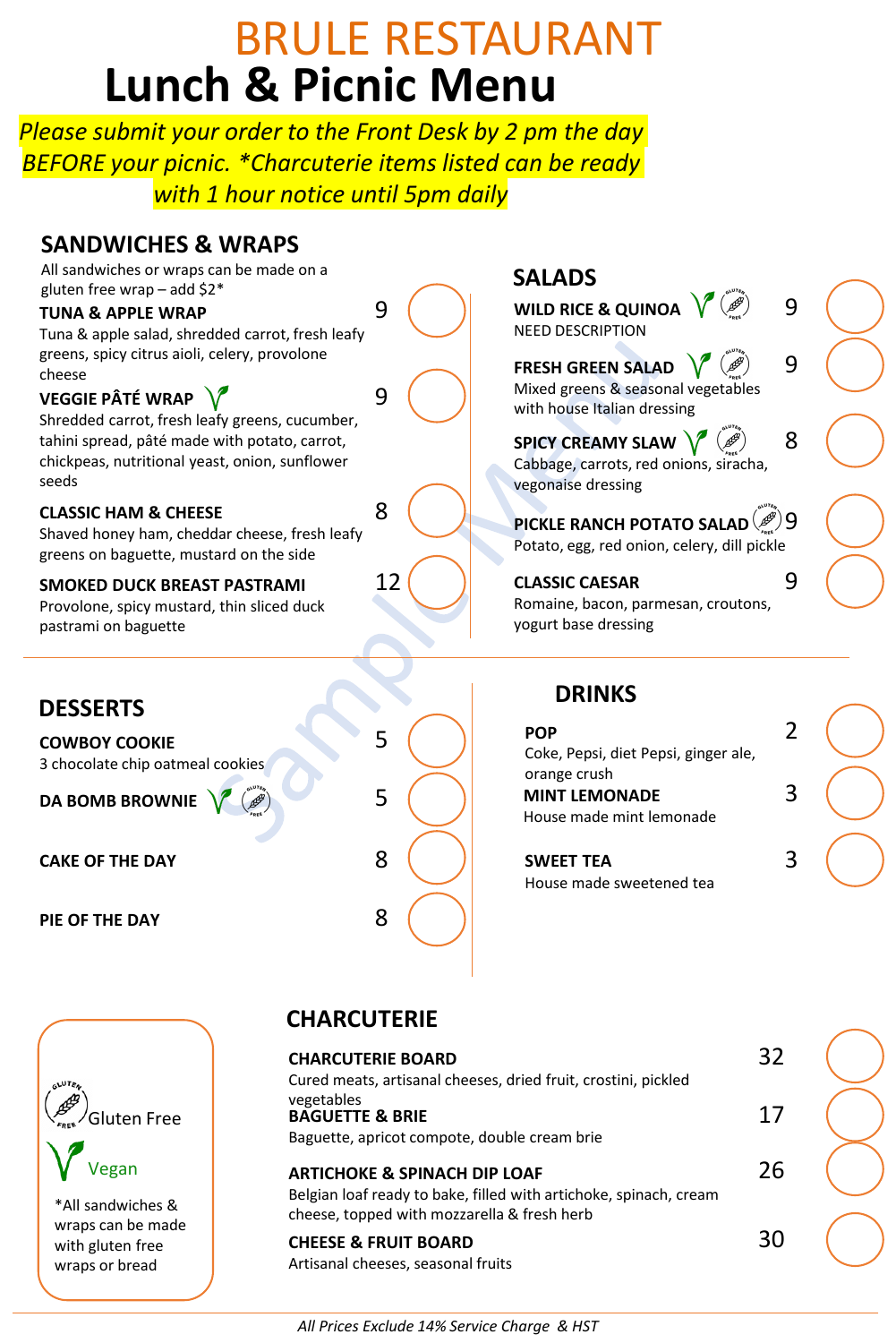# BRULE RESTAURANT

# Lunch & Picnic Menu

*Please submit your order to the Front Desk by 2 pm the day BEFORE your picnic. *Charcuterie items listed can be ready with 1 hour notice until 5pm daily*

## SANDWICHES & WRAPS

All sandwiches or wraps can be made on a gluten free wrap – add $2*

**TUNA & APPLE WRAP** 9
Tuna & apple salad, shredded carrot, fresh leafy greens, spicy citrus aioli, celery, provolone cheese

**VEGGIE PÂTÉ WRAP** (Vegan) 9
Shredded carrot, fresh leafy greens, cucumber, tahini spread, pâté made with potato, carrot, chickpeas, nutritional yeast, onion, sunflower seeds

**CLASSIC HAM & CHEESE** 8
Shaved honey ham, cheddar cheese, fresh leafy greens on baguette, mustard on the side

**SMOKED DUCK BREAST PASTRAMI** 12
Provolone, spicy mustard, thin sliced duck pastrami on baguette

## SALADS

**WILD RICE & QUINOA** (Vegan, Gluten Free) 9
NEED DESCRIPTION

**FRESH GREEN SALAD** (Vegan, Gluten Free) 9
Mixed greens & seasonal vegetables with house Italian dressing

**SPICY CREAMY SLAW** (Vegan, Gluten Free) 8
Cabbage, carrots, red onions, siracha, vegonaise dressing

**PICKLE RANCH POTATO SALAD** (Gluten Free) 9
Potato, egg, red onion, celery, dill pickle

**CLASSIC CAESAR** 9
Romaine, bacon, parmesan, croutons, yogurt base dressing

## DESSERTS

**COWBOY COOKIE** 5
3 chocolate chip oatmeal cookies

**DA BOMB BROWNIE** (Vegan, Gluten Free) 5

**CAKE OF THE DAY** 8

**PIE OF THE DAY** 8

## DRINKS

**POP** 2
Coke, Pepsi, diet Pepsi, ginger ale, orange crush

**MINT LEMONADE** 3
House made mint lemonade

**SWEET TEA** 3
House made sweetened tea

## CHARCUTERIE

**CHARCUTERIE BOARD** 32
Cured meats, artisanal cheeses, dried fruit, crostini, pickled vegetables

**BAGUETTE & BRIE** 17
Baguette, apricot compote, double cream brie

**ARTICHOKE & SPINACH DIP LOAF** 26
Belgian loaf ready to bake, filled with artichoke, spinach, cream cheese, topped with mozzarella & fresh herb

**CHEESE & FRUIT BOARD** 30
Artisanal cheeses, seasonal fruits

Gluten Free

Vegan

*All sandwiches & wraps can be made with gluten free wraps or bread

*All Prices Exclude 14% Service Charge & HST*